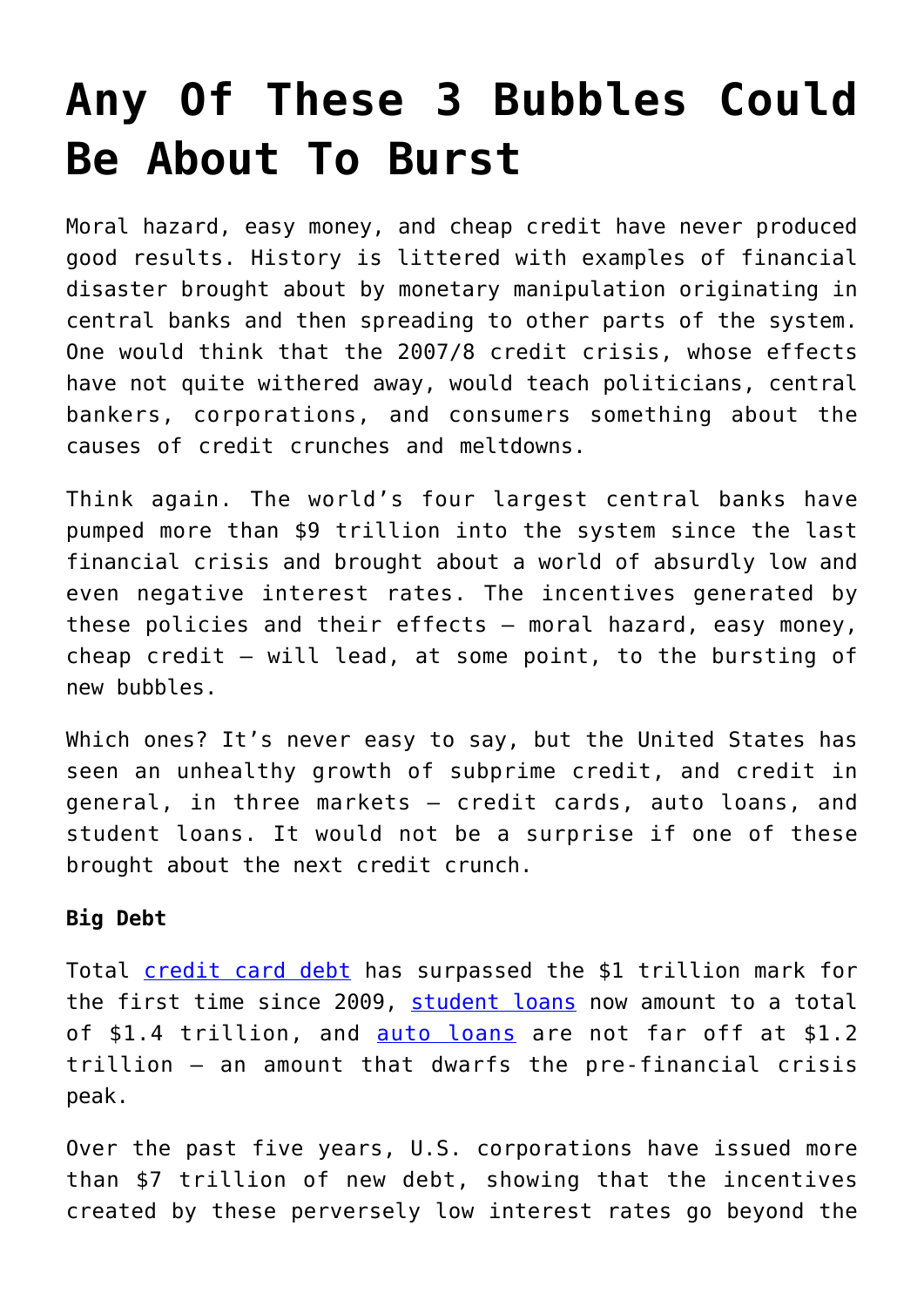# Any Of These 3 Bubbles Could Be About To Burst

Moral hazard, easy money, and cheap credit have never produced good results. History is littered with examples of financial disaster brought about by monetary manipulation originating in central banks and then spreading to other parts of the system. One would think that the 2007/8 credit crisis, whose effects have not quite withered away, would teach politicians, central bankers, corporations, and consumers something about the causes of credit crunches and meltdowns.

Think again. The world's four largest central banks have pumped more than $9 trillion into the system since the last financial crisis and brought about a world of absurdly low and even negative interest rates. The incentives generated by these policies and their effects – moral hazard, easy money, cheap credit – will lead, at some point, to the bursting of new bubbles.

Which ones? It's never easy to say, but the United States has seen an unhealthy growth of subprime credit, and credit in general, in three markets – credit cards, auto loans, and student loans. It would not be a surprise if one of these brought about the next credit crunch.

**Big Debt**

Total credit card debt has surpassed the $1 trillion mark for the first time since 2009, student loans now amount to a total of $1.4 trillion, and auto loans are not far off at $1.2 trillion – an amount that dwarfs the pre-financial crisis peak.

Over the past five years, U.S. corporations have issued more than $7 trillion of new debt, showing that the incentives created by these perversely low interest rates go beyond the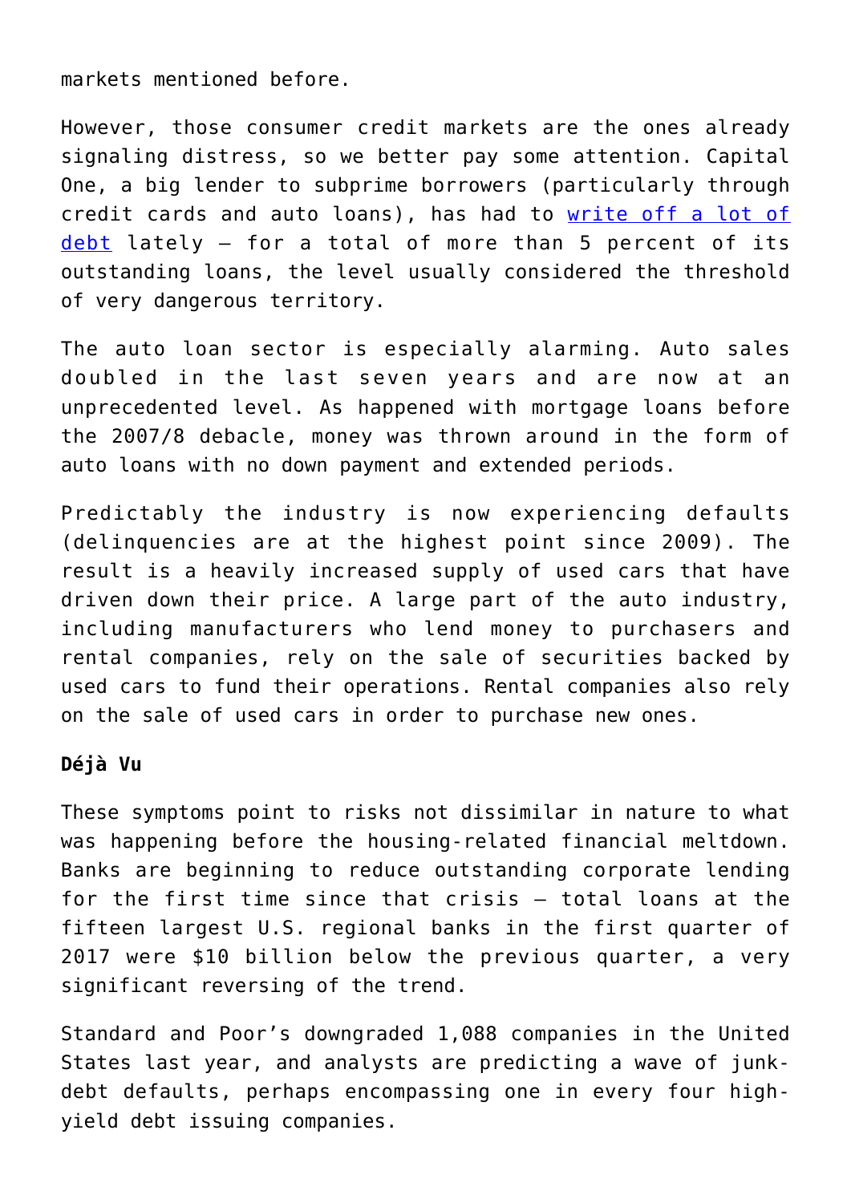markets mentioned before.

However, those consumer credit markets are the ones already signaling distress, so we better pay some attention. Capital One, a big lender to subprime borrowers (particularly through credit cards and auto loans), has had to write off a lot of debt lately – for a total of more than 5 percent of its outstanding loans, the level usually considered the threshold of very dangerous territory.

The auto loan sector is especially alarming. Auto sales doubled in the last seven years and are now at an unprecedented level. As happened with mortgage loans before the 2007/8 debacle, money was thrown around in the form of auto loans with no down payment and extended periods.

Predictably the industry is now experiencing defaults (delinquencies are at the highest point since 2009). The result is a heavily increased supply of used cars that have driven down their price. A large part of the auto industry, including manufacturers who lend money to purchasers and rental companies, rely on the sale of securities backed by used cars to fund their operations. Rental companies also rely on the sale of used cars in order to purchase new ones.

**Déjà Vu**

These symptoms point to risks not dissimilar in nature to what was happening before the housing-related financial meltdown. Banks are beginning to reduce outstanding corporate lending for the first time since that crisis – total loans at the fifteen largest U.S. regional banks in the first quarter of 2017 were $10 billion below the previous quarter, a very significant reversing of the trend.

Standard and Poor's downgraded 1,088 companies in the United States last year, and analysts are predicting a wave of junk-debt defaults, perhaps encompassing one in every four high-yield debt issuing companies.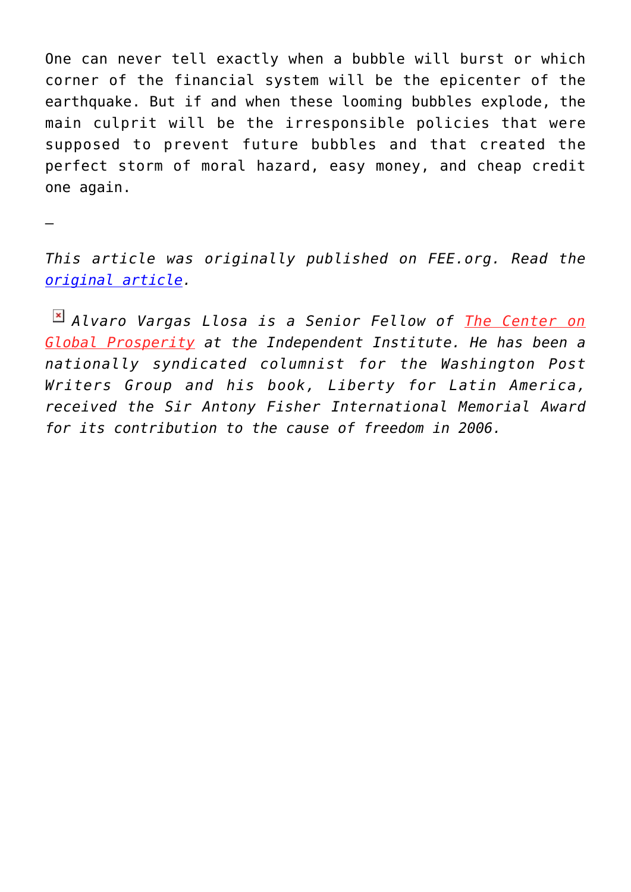One can never tell exactly when a bubble will burst or which corner of the financial system will be the epicenter of the earthquake. But if and when these looming bubbles explode, the main culprit will be the irresponsible policies that were supposed to prevent future bubbles and that created the perfect storm of moral hazard, easy money, and cheap credit one again.

—

*This article was originally published on FEE.org. Read the original article.*

*Alvaro Vargas Llosa is a Senior Fellow of The Center on Global Prosperity at the Independent Institute. He has been a nationally syndicated columnist for the Washington Post Writers Group and his book, Liberty for Latin America, received the Sir Antony Fisher International Memorial Award for its contribution to the cause of freedom in 2006.*